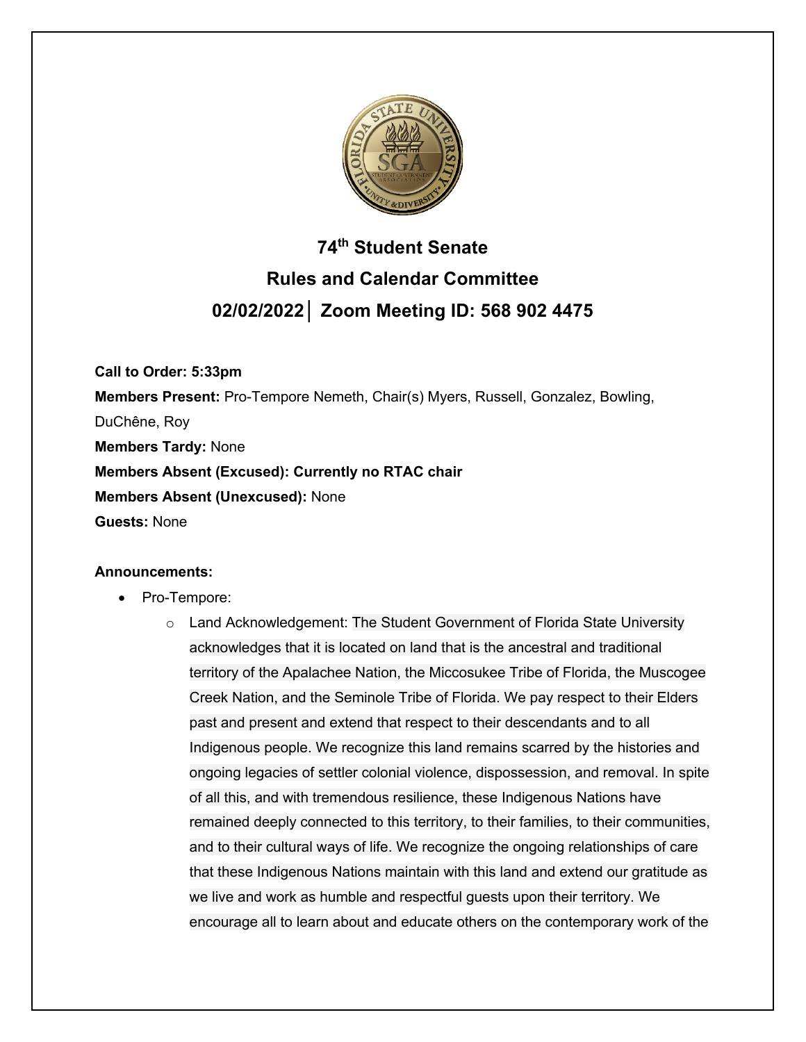# 74th Student Senate

## Rules and Calendar Committee

## 02/02/2022│ Zoom Meeting ID: 568 902 4475

**Call to Order: 5:33pm**

**Members Present:** Pro-Tempore Nemeth, Chair(s) Myers, Russell, Gonzalez, Bowling, DuChêne, Roy

**Members Tardy:** None

**Members Absent (Excused): Currently no RTAC chair**

**Members Absent (Unexcused):** None

**Guests:** None

**Announcements:**

- Pro-Tempore:
  - Land Acknowledgement: The Student Government of Florida State University acknowledges that it is located on land that is the ancestral and traditional territory of the Apalachee Nation, the Miccosukee Tribe of Florida, the Muscogee Creek Nation, and the Seminole Tribe of Florida. We pay respect to their Elders past and present and extend that respect to their descendants and to all Indigenous people. We recognize this land remains scarred by the histories and ongoing legacies of settler colonial violence, dispossession, and removal. In spite of all this, and with tremendous resilience, these Indigenous Nations have remained deeply connected to this territory, to their families, to their communities, and to their cultural ways of life. We recognize the ongoing relationships of care that these Indigenous Nations maintain with this land and extend our gratitude as we live and work as humble and respectful guests upon their territory. We encourage all to learn about and educate others on the contemporary work of the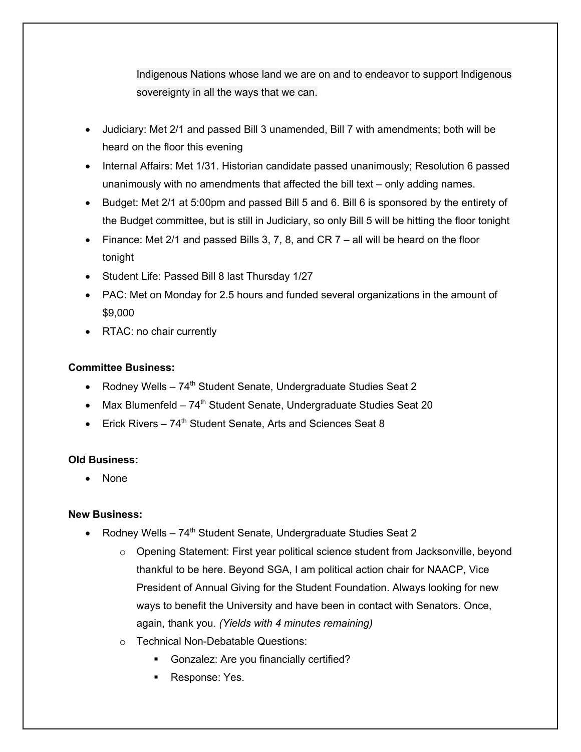Indigenous Nations whose land we are on and to endeavor to support Indigenous sovereignty in all the ways that we can.

- Judiciary: Met 2/1 and passed Bill 3 unamended, Bill 7 with amendments; both will be heard on the floor this evening
- Internal Affairs: Met 1/31. Historian candidate passed unanimously; Resolution 6 passed unanimously with no amendments that affected the bill text – only adding names.
- Budget: Met 2/1 at 5:00pm and passed Bill 5 and 6. Bill 6 is sponsored by the entirety of the Budget committee, but is still in Judiciary, so only Bill 5 will be hitting the floor tonight
- Finance: Met 2/1 and passed Bills 3, 7, 8, and CR 7 – all will be heard on the floor tonight
- Student Life: Passed Bill 8 last Thursday 1/27
- PAC: Met on Monday for 2.5 hours and funded several organizations in the amount of $9,000
- RTAC: no chair currently

**Committee Business:**

- Rodney Wells – 74th Student Senate, Undergraduate Studies Seat 2
- Max Blumenfeld – 74th Student Senate, Undergraduate Studies Seat 20
- Erick Rivers – 74th Student Senate, Arts and Sciences Seat 8

**Old Business:**

- None

**New Business:**

- Rodney Wells – 74th Student Senate, Undergraduate Studies Seat 2
  - Opening Statement: First year political science student from Jacksonville, beyond thankful to be here. Beyond SGA, I am political action chair for NAACP, Vice President of Annual Giving for the Student Foundation. Always looking for new ways to benefit the University and have been in contact with Senators. Once, again, thank you. *(Yields with 4 minutes remaining)*
  - Technical Non-Debatable Questions:
    - Gonzalez: Are you financially certified?
    - Response: Yes.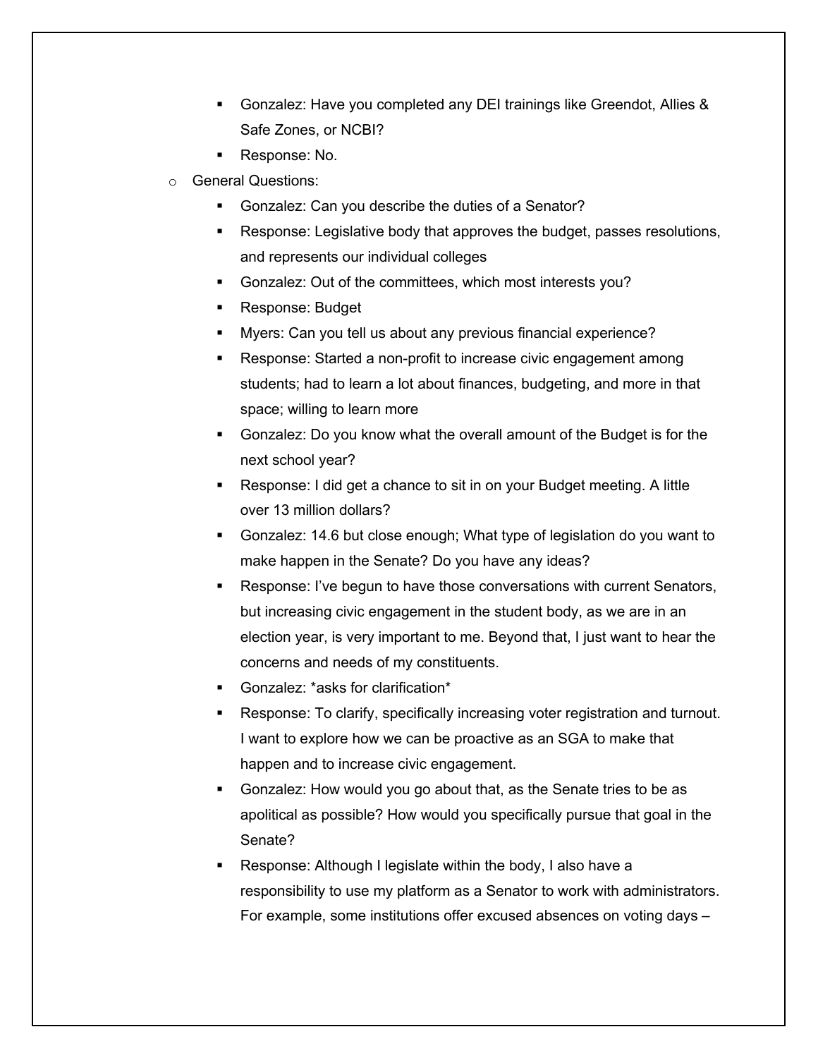- Gonzalez: Have you completed any DEI trainings like Greendot, Allies & Safe Zones, or NCBI?
- Response: No.

- General Questions:
  - Gonzalez: Can you describe the duties of a Senator?
  - Response: Legislative body that approves the budget, passes resolutions, and represents our individual colleges
  - Gonzalez: Out of the committees, which most interests you?
  - Response: Budget
  - Myers: Can you tell us about any previous financial experience?
  - Response: Started a non-profit to increase civic engagement among students; had to learn a lot about finances, budgeting, and more in that space; willing to learn more
  - Gonzalez: Do you know what the overall amount of the Budget is for the next school year?
  - Response: I did get a chance to sit in on your Budget meeting. A little over 13 million dollars?
  - Gonzalez: 14.6 but close enough; What type of legislation do you want to make happen in the Senate? Do you have any ideas?
  - Response: I've begun to have those conversations with current Senators, but increasing civic engagement in the student body, as we are in an election year, is very important to me. Beyond that, I just want to hear the concerns and needs of my constituents.
  - Gonzalez: *asks for clarification*
  - Response: To clarify, specifically increasing voter registration and turnout. I want to explore how we can be proactive as an SGA to make that happen and to increase civic engagement.
  - Gonzalez: How would you go about that, as the Senate tries to be as apolitical as possible? How would you specifically pursue that goal in the Senate?
  - Response: Although I legislate within the body, I also have a responsibility to use my platform as a Senator to work with administrators. For example, some institutions offer excused absences on voting days –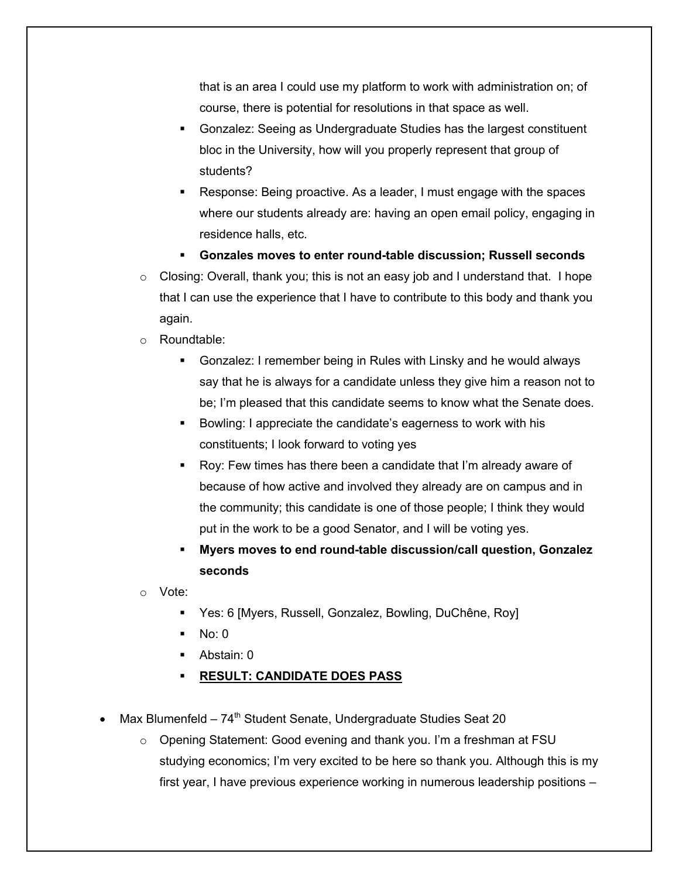that is an area I could use my platform to work with administration on; of course, there is potential for resolutions in that space as well.

    - Gonzalez: Seeing as Undergraduate Studies has the largest constituent bloc in the University, how will you properly represent that group of students?
    - Response: Being proactive. As a leader, I must engage with the spaces where our students already are: having an open email policy, engaging in residence halls, etc.
    - **Gonzales moves to enter round-table discussion; Russell seconds**
  - Closing: Overall, thank you; this is not an easy job and I understand that. I hope that I can use the experience that I have to contribute to this body and thank you again.
  - Roundtable:
    - Gonzalez: I remember being in Rules with Linsky and he would always say that he is always for a candidate unless they give him a reason not to be; I'm pleased that this candidate seems to know what the Senate does.
    - Bowling: I appreciate the candidate's eagerness to work with his constituents; I look forward to voting yes
    - Roy: Few times has there been a candidate that I'm already aware of because of how active and involved they already are on campus and in the community; this candidate is one of those people; I think they would put in the work to be a good Senator, and I will be voting yes.
    - **Myers moves to end round-table discussion/call question, Gonzalez seconds**
  - Vote:
    - Yes: 6 [Myers, Russell, Gonzalez, Bowling, DuChêne, Roy]
    - No: 0
    - Abstain: 0
    - **<u>RESULT: CANDIDATE DOES PASS</u>**

- Max Blumenfeld – 74th Student Senate, Undergraduate Studies Seat 20
  - Opening Statement: Good evening and thank you. I'm a freshman at FSU studying economics; I'm very excited to be here so thank you. Although this is my first year, I have previous experience working in numerous leadership positions –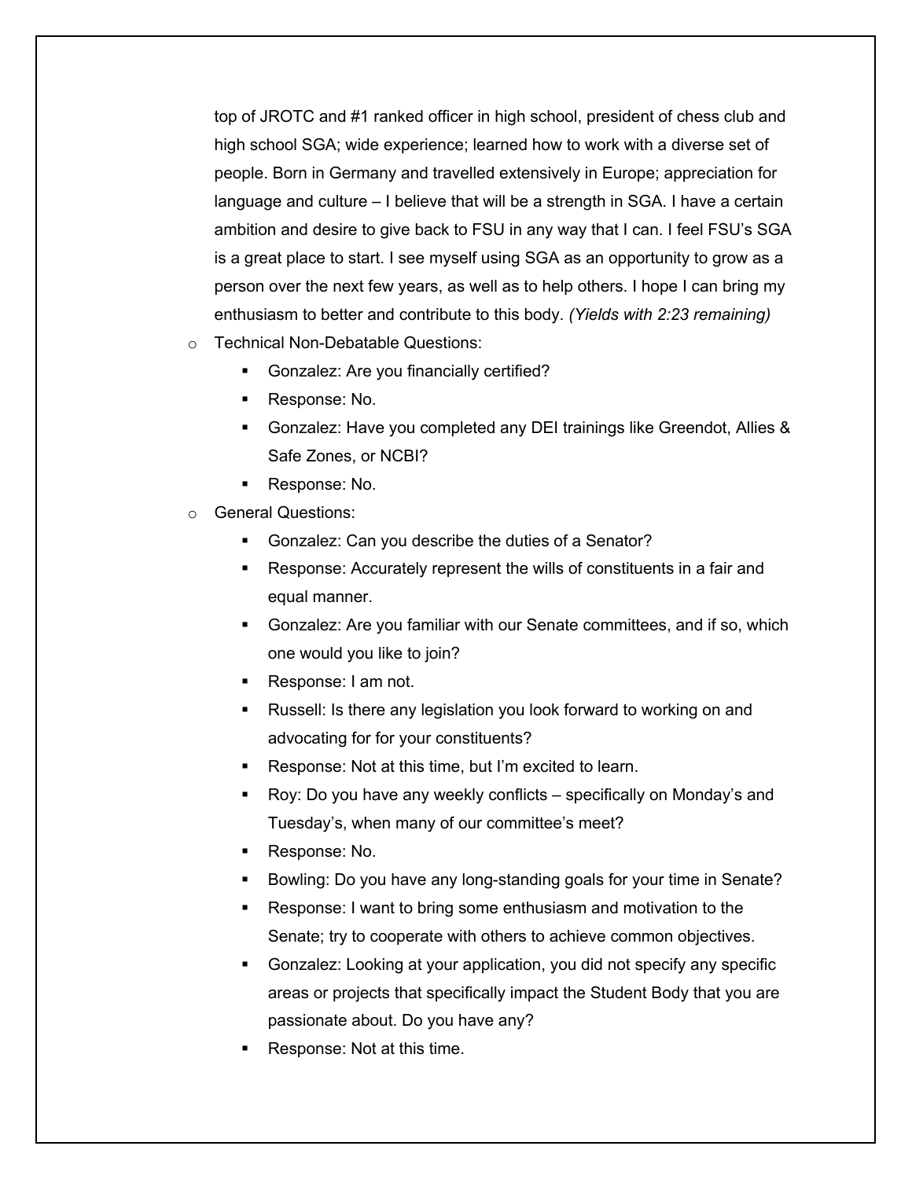top of JROTC and #1 ranked officer in high school, president of chess club and high school SGA; wide experience; learned how to work with a diverse set of people. Born in Germany and travelled extensively in Europe; appreciation for language and culture – I believe that will be a strength in SGA. I have a certain ambition and desire to give back to FSU in any way that I can. I feel FSU's SGA is a great place to start. I see myself using SGA as an opportunity to grow as a person over the next few years, as well as to help others. I hope I can bring my enthusiasm to better and contribute to this body. *(Yields with 2:23 remaining)*

- Technical Non-Debatable Questions:
  - Gonzalez: Are you financially certified?
  - Response: No.
  - Gonzalez: Have you completed any DEI trainings like Greendot, Allies & Safe Zones, or NCBI?
  - Response: No.
- General Questions:
  - Gonzalez: Can you describe the duties of a Senator?
  - Response: Accurately represent the wills of constituents in a fair and equal manner.
  - Gonzalez: Are you familiar with our Senate committees, and if so, which one would you like to join?
  - Response: I am not.
  - Russell: Is there any legislation you look forward to working on and advocating for for your constituents?
  - Response: Not at this time, but I'm excited to learn.
  - Roy: Do you have any weekly conflicts – specifically on Monday's and Tuesday's, when many of our committee's meet?
  - Response: No.
  - Bowling: Do you have any long-standing goals for your time in Senate?
  - Response: I want to bring some enthusiasm and motivation to the Senate; try to cooperate with others to achieve common objectives.
  - Gonzalez: Looking at your application, you did not specify any specific areas or projects that specifically impact the Student Body that you are passionate about. Do you have any?
  - Response: Not at this time.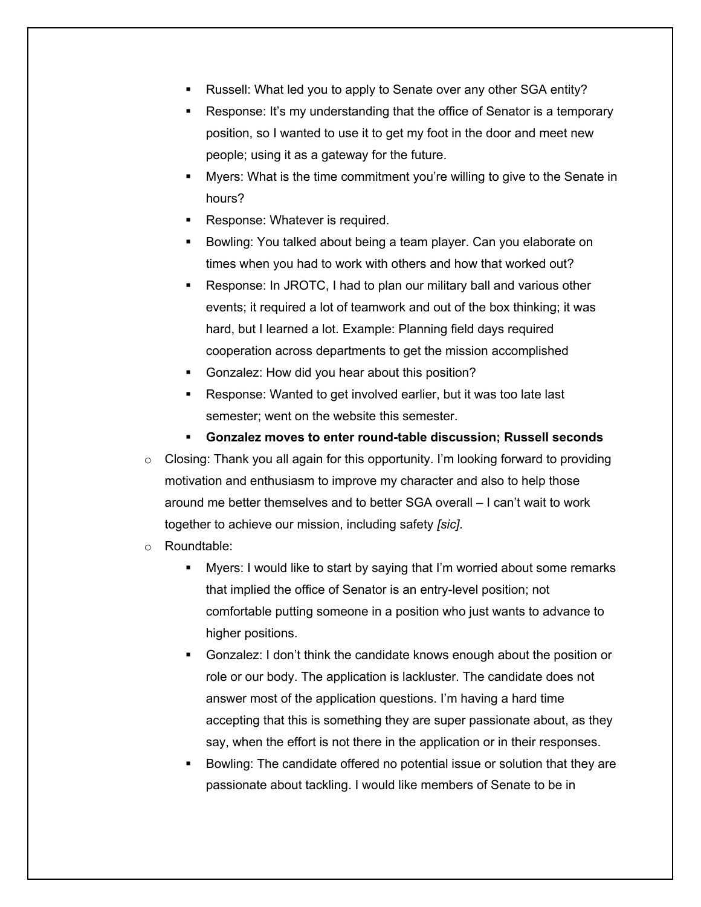- Russell: What led you to apply to Senate over any other SGA entity?
    - Response: It's my understanding that the office of Senator is a temporary position, so I wanted to use it to get my foot in the door and meet new people; using it as a gateway for the future.
    - Myers: What is the time commitment you're willing to give to the Senate in hours?
    - Response: Whatever is required.
    - Bowling: You talked about being a team player. Can you elaborate on times when you had to work with others and how that worked out?
    - Response: In JROTC, I had to plan our military ball and various other events; it required a lot of teamwork and out of the box thinking; it was hard, but I learned a lot. Example: Planning field days required cooperation across departments to get the mission accomplished
    - Gonzalez: How did you hear about this position?
    - Response: Wanted to get involved earlier, but it was too late last semester; went on the website this semester.
    - **Gonzalez moves to enter round-table discussion; Russell seconds**
- Closing: Thank you all again for this opportunity. I'm looking forward to providing motivation and enthusiasm to improve my character and also to help those around me better themselves and to better SGA overall – I can't wait to work together to achieve our mission, including safety *[sic]*.
- Roundtable:
    - Myers: I would like to start by saying that I'm worried about some remarks that implied the office of Senator is an entry-level position; not comfortable putting someone in a position who just wants to advance to higher positions.
    - Gonzalez: I don't think the candidate knows enough about the position or role or our body. The application is lackluster. The candidate does not answer most of the application questions. I'm having a hard time accepting that this is something they are super passionate about, as they say, when the effort is not there in the application or in their responses.
    - Bowling: The candidate offered no potential issue or solution that they are passionate about tackling. I would like members of Senate to be in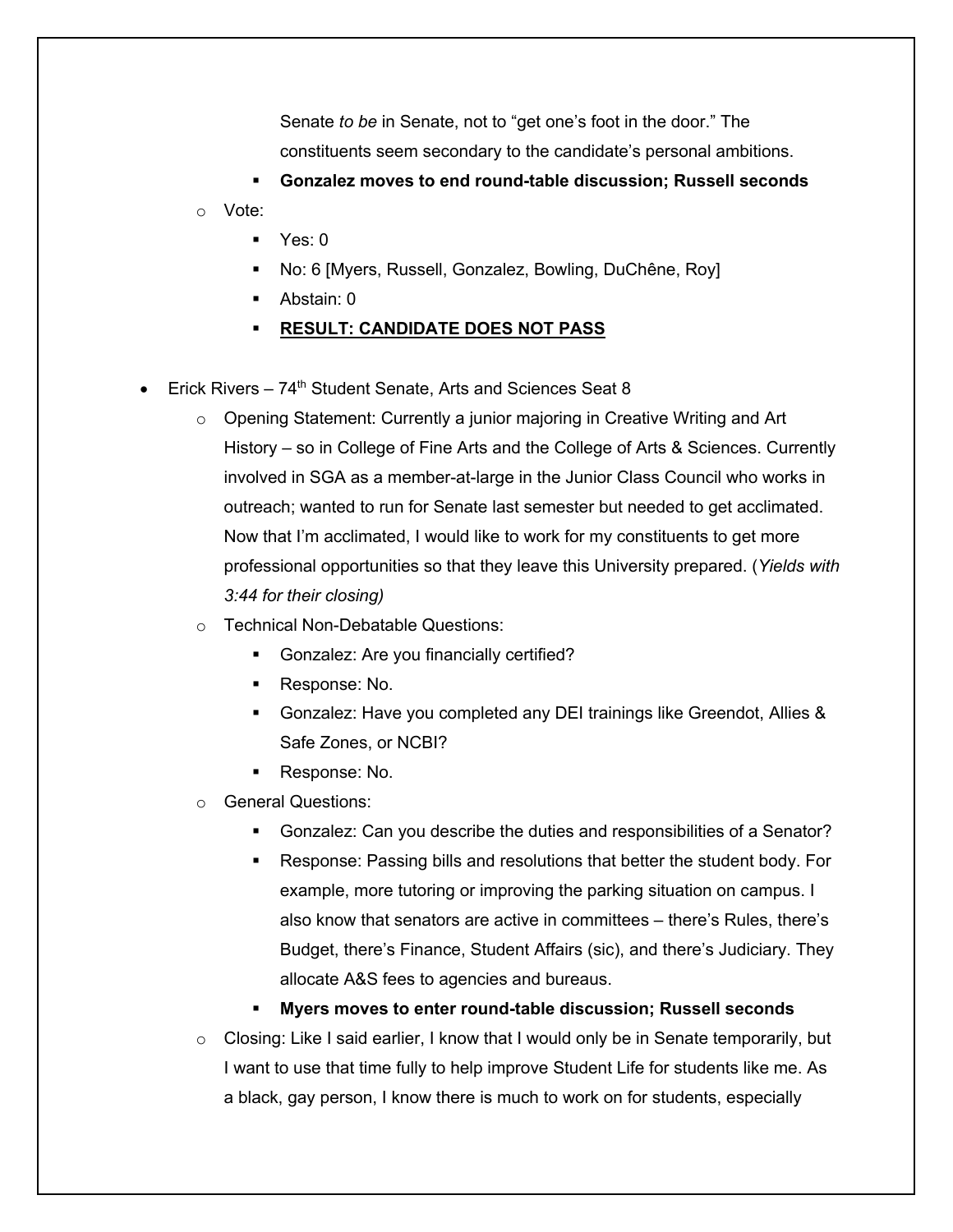Senate *to be* in Senate, not to "get one's foot in the door." The constituents seem secondary to the candidate's personal ambitions.

   - **Gonzalez moves to end round-table discussion; Russell seconds**

- Vote:
   - Yes: 0
   - No: 6 [Myers, Russell, Gonzalez, Bowling, DuChêne, Roy]
   - Abstain: 0
   - **<u>RESULT: CANDIDATE DOES NOT PASS</u>**

- Erick Rivers – 74th Student Senate, Arts and Sciences Seat 8
  - Opening Statement: Currently a junior majoring in Creative Writing and Art History – so in College of Fine Arts and the College of Arts & Sciences. Currently involved in SGA as a member-at-large in the Junior Class Council who works in outreach; wanted to run for Senate last semester but needed to get acclimated. Now that I'm acclimated, I would like to work for my constituents to get more professional opportunities so that they leave this University prepared. (*Yields with 3:44 for their closing)*
  - Technical Non-Debatable Questions:
    - Gonzalez: Are you financially certified?
    - Response: No.
    - Gonzalez: Have you completed any DEI trainings like Greendot, Allies & Safe Zones, or NCBI?
    - Response: No.
  - General Questions:
    - Gonzalez: Can you describe the duties and responsibilities of a Senator?
    - Response: Passing bills and resolutions that better the student body. For example, more tutoring or improving the parking situation on campus. I also know that senators are active in committees – there's Rules, there's Budget, there's Finance, Student Affairs (sic), and there's Judiciary. They allocate A&S fees to agencies and bureaus.
    - **Myers moves to enter round-table discussion; Russell seconds**
  - Closing: Like I said earlier, I know that I would only be in Senate temporarily, but I want to use that time fully to help improve Student Life for students like me. As a black, gay person, I know there is much to work on for students, especially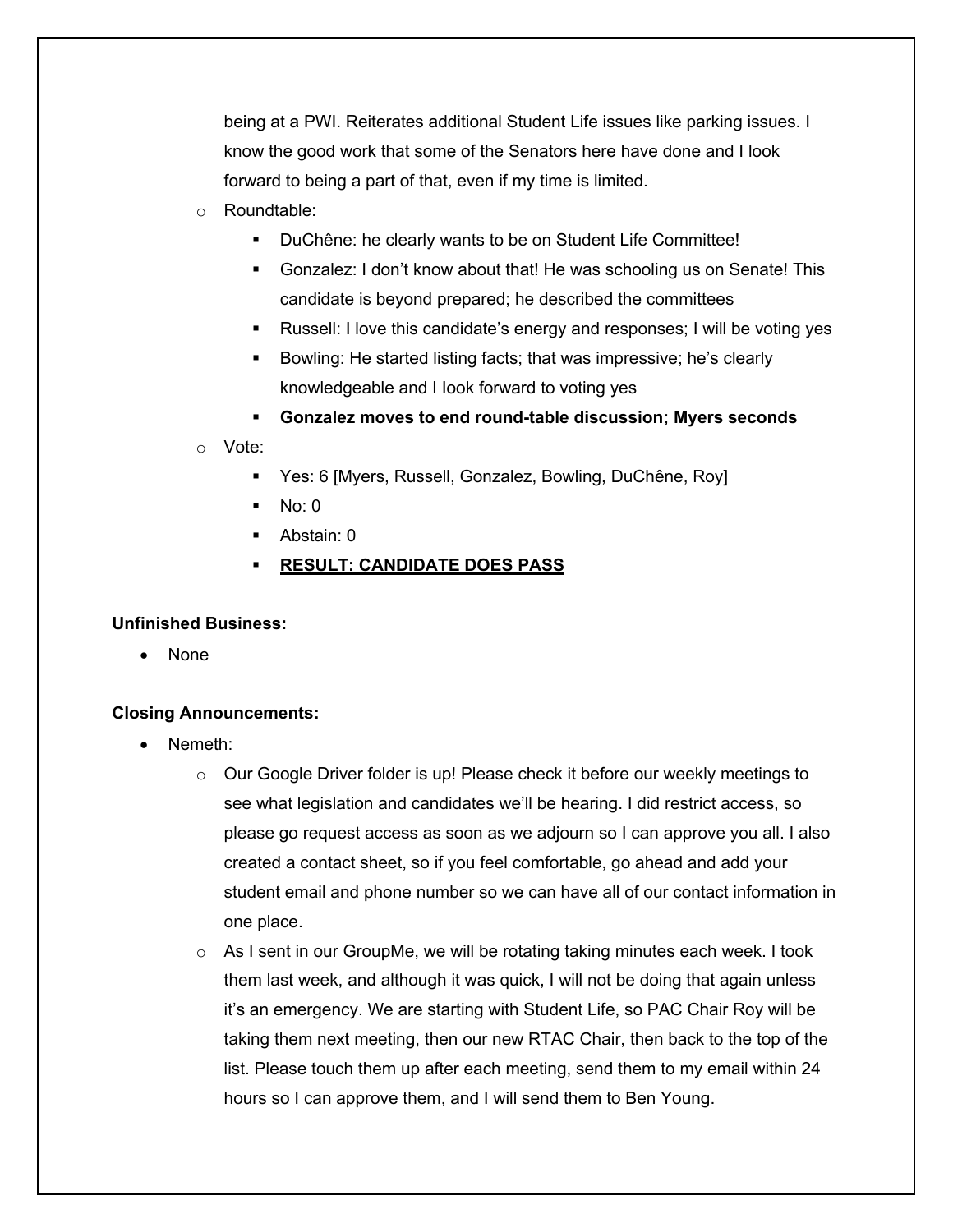being at a PWI. Reiterates additional Student Life issues like parking issues. I know the good work that some of the Senators here have done and I look forward to being a part of that, even if my time is limited.

- Roundtable:
  - DuChêne: he clearly wants to be on Student Life Committee!
  - Gonzalez: I don't know about that! He was schooling us on Senate! This candidate is beyond prepared; he described the committees
  - Russell: I love this candidate's energy and responses; I will be voting yes
  - Bowling: He started listing facts; that was impressive; he's clearly knowledgeable and I look forward to voting yes
  - **Gonzalez moves to end round-table discussion; Myers seconds**
- Vote:
  - Yes: 6 [Myers, Russell, Gonzalez, Bowling, DuChêne, Roy]
  - No: 0
  - Abstain: 0
  - **<u>RESULT: CANDIDATE DOES PASS</u>**

**Unfinished Business:**

- None

**Closing Announcements:**

- Nemeth:
  - Our Google Driver folder is up! Please check it before our weekly meetings to see what legislation and candidates we'll be hearing. I did restrict access, so please go request access as soon as we adjourn so I can approve you all. I also created a contact sheet, so if you feel comfortable, go ahead and add your student email and phone number so we can have all of our contact information in one place.
  - As I sent in our GroupMe, we will be rotating taking minutes each week. I took them last week, and although it was quick, I will not be doing that again unless it's an emergency. We are starting with Student Life, so PAC Chair Roy will be taking them next meeting, then our new RTAC Chair, then back to the top of the list. Please touch them up after each meeting, send them to my email within 24 hours so I can approve them, and I will send them to Ben Young.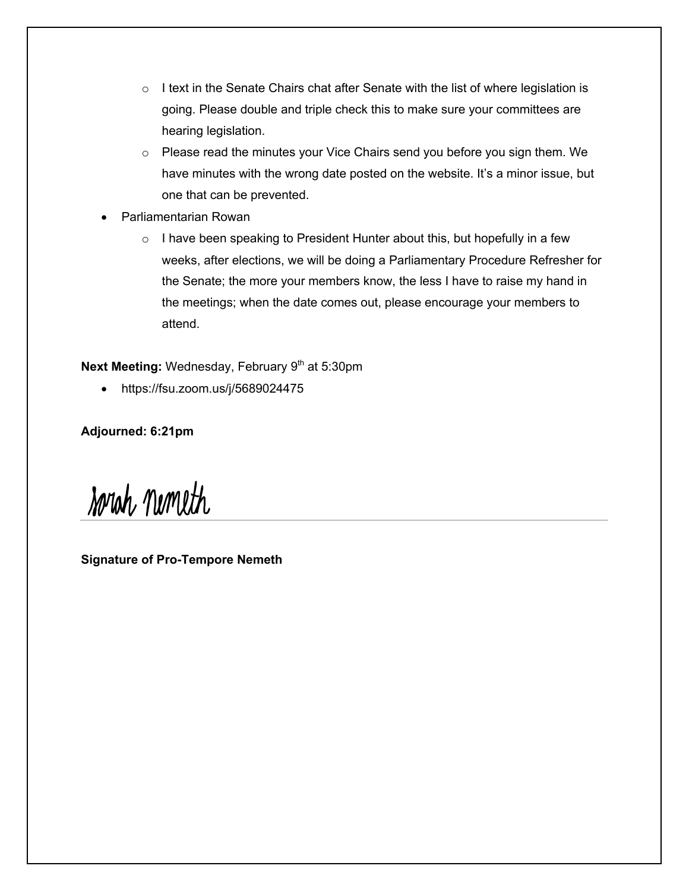- I text in the Senate Chairs chat after Senate with the list of where legislation is going. Please double and triple check this to make sure your committees are hearing legislation.
  - Please read the minutes your Vice Chairs send you before you sign them. We have minutes with the wrong date posted on the website. It's a minor issue, but one that can be prevented.
- Parliamentarian Rowan
  - I have been speaking to President Hunter about this, but hopefully in a few weeks, after elections, we will be doing a Parliamentary Procedure Refresher for the Senate; the more your members know, the less I have to raise my hand in the meetings; when the date comes out, please encourage your members to attend.

**Next Meeting:** Wednesday, February 9th at 5:30pm

- https://fsu.zoom.us/j/5689024475

**Adjourned: 6:21pm**

Sarah Nemeth

---

**Signature of Pro-Tempore Nemeth**